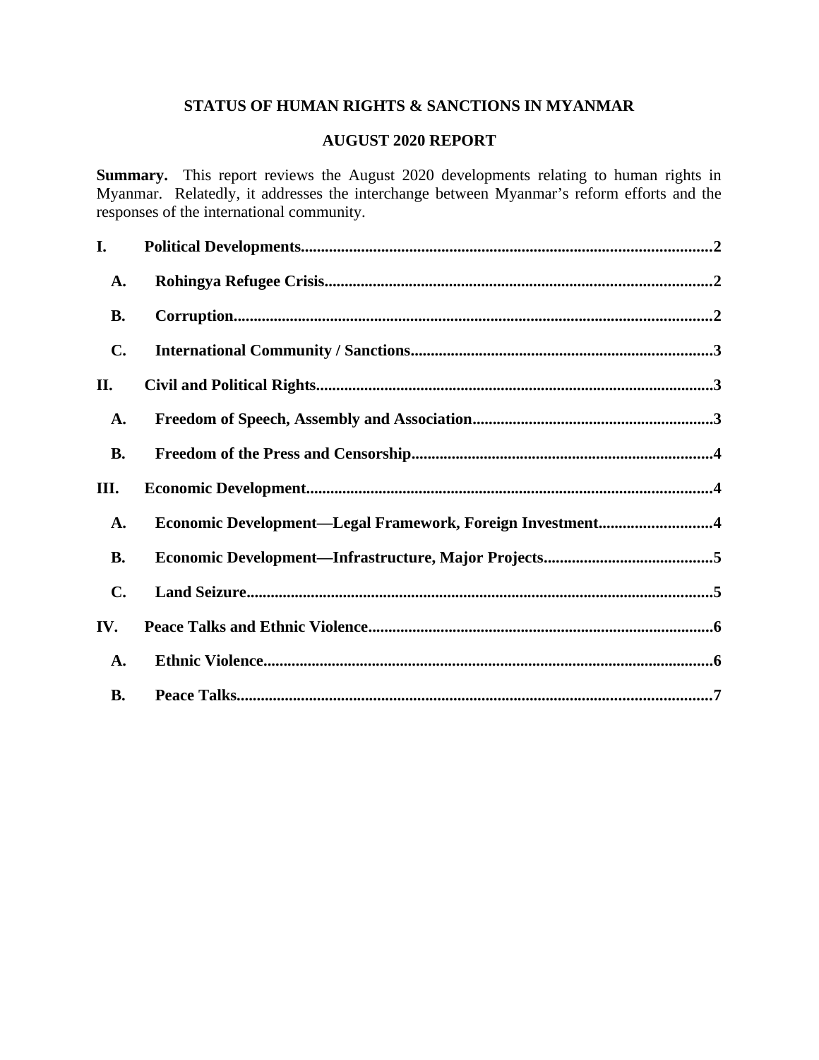# STATUS OF HUMAN RIGHTS & SANCTIONS IN MYANMAR

## AUGUST 2020 REPORT

**Summary.** This report reviews the August 2020 developments relating to human rights in Myanmar. Relatedly, it addresses the interchange between Myanmar's reform efforts and the responses of the international community.

**I. Political Developments......2**

- **A. Rohingya Refugee Crisis......2**
- **B. Corruption......2**
- **C. International Community / Sanctions......3**

**II. Civil and Political Rights......3**

- **A. Freedom of Speech, Assembly and Association......3**
- **B. Freedom of the Press and Censorship......4**

**III. Economic Development......4**

- **A. Economic Development—Legal Framework, Foreign Investment......4**
- **B. Economic Development—Infrastructure, Major Projects......5**
- **C. Land Seizure......5**

**IV. Peace Talks and Ethnic Violence......6**

- **A. Ethnic Violence......6**
- **B. Peace Talks......7**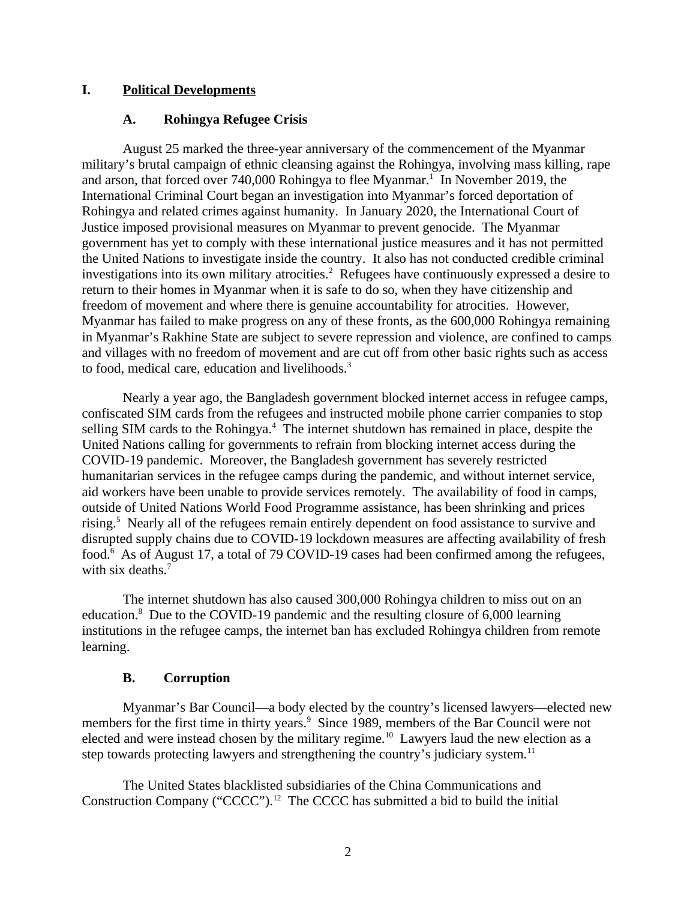# I. Political Developments

## A. Rohingya Refugee Crisis

August 25 marked the three-year anniversary of the commencement of the Myanmar military's brutal campaign of ethnic cleansing against the Rohingya, involving mass killing, rape and arson, that forced over 740,000 Rohingya to flee Myanmar.[1] In November 2019, the International Criminal Court began an investigation into Myanmar's forced deportation of Rohingya and related crimes against humanity. In January 2020, the International Court of Justice imposed provisional measures on Myanmar to prevent genocide. The Myanmar government has yet to comply with these international justice measures and it has not permitted the United Nations to investigate inside the country. It also has not conducted credible criminal investigations into its own military atrocities.[2] Refugees have continuously expressed a desire to return to their homes in Myanmar when it is safe to do so, when they have citizenship and freedom of movement and where there is genuine accountability for atrocities. However, Myanmar has failed to make progress on any of these fronts, as the 600,000 Rohingya remaining in Myanmar's Rakhine State are subject to severe repression and violence, are confined to camps and villages with no freedom of movement and are cut off from other basic rights such as access to food, medical care, education and livelihoods.[3]

Nearly a year ago, the Bangladesh government blocked internet access in refugee camps, confiscated SIM cards from the refugees and instructed mobile phone carrier companies to stop selling SIM cards to the Rohingya.[4] The internet shutdown has remained in place, despite the United Nations calling for governments to refrain from blocking internet access during the COVID-19 pandemic. Moreover, the Bangladesh government has severely restricted humanitarian services in the refugee camps during the pandemic, and without internet service, aid workers have been unable to provide services remotely. The availability of food in camps, outside of United Nations World Food Programme assistance, has been shrinking and prices rising.[5] Nearly all of the refugees remain entirely dependent on food assistance to survive and disrupted supply chains due to COVID-19 lockdown measures are affecting availability of fresh food.[6] As of August 17, a total of 79 COVID-19 cases had been confirmed among the refugees, with six deaths.[7]

The internet shutdown has also caused 300,000 Rohingya children to miss out on an education.[8] Due to the COVID-19 pandemic and the resulting closure of 6,000 learning institutions in the refugee camps, the internet ban has excluded Rohingya children from remote learning.

## B. Corruption

Myanmar's Bar Council—a body elected by the country's licensed lawyers—elected new members for the first time in thirty years.[9] Since 1989, members of the Bar Council were not elected and were instead chosen by the military regime.[10] Lawyers laud the new election as a step towards protecting lawyers and strengthening the country's judiciary system.[11]

The United States blacklisted subsidiaries of the China Communications and Construction Company ("CCCC").[12] The CCCC has submitted a bid to build the initial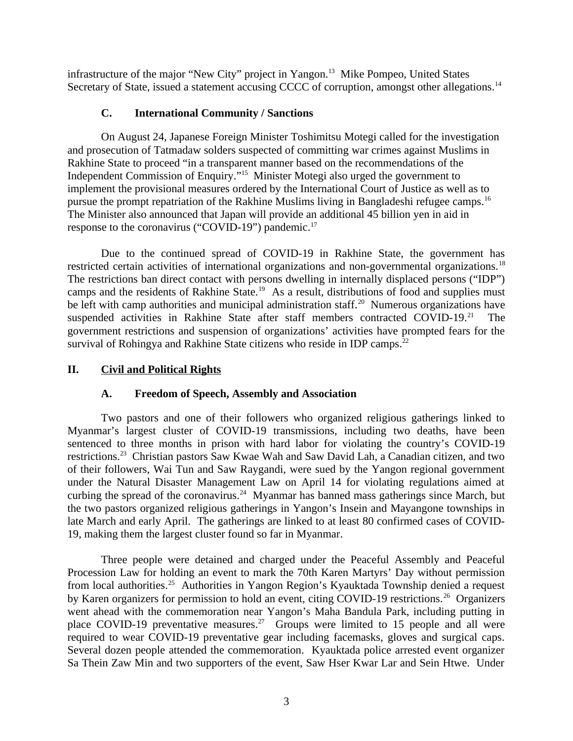infrastructure of the major "New City" project in Yangon.[13] Mike Pompeo, United States Secretary of State, issued a statement accusing CCCC of corruption, amongst other allegations.[14]

### C. International Community / Sanctions

On August 24, Japanese Foreign Minister Toshimitsu Motegi called for the investigation and prosecution of Tatmadaw solders suspected of committing war crimes against Muslims in Rakhine State to proceed "in a transparent manner based on the recommendations of the Independent Commission of Enquiry."[15] Minister Motegi also urged the government to implement the provisional measures ordered by the International Court of Justice as well as to pursue the prompt repatriation of the Rakhine Muslims living in Bangladeshi refugee camps.[16] The Minister also announced that Japan will provide an additional 45 billion yen in aid in response to the coronavirus ("COVID-19") pandemic.[17]

Due to the continued spread of COVID-19 in Rakhine State, the government has restricted certain activities of international organizations and non-governmental organizations.[18] The restrictions ban direct contact with persons dwelling in internally displaced persons ("IDP") camps and the residents of Rakhine State.[19] As a result, distributions of food and supplies must be left with camp authorities and municipal administration staff.[20] Numerous organizations have suspended activities in Rakhine State after staff members contracted COVID-19.[21] The government restrictions and suspension of organizations' activities have prompted fears for the survival of Rohingya and Rakhine State citizens who reside in IDP camps.[22]

## II. Civil and Political Rights

### A. Freedom of Speech, Assembly and Association

Two pastors and one of their followers who organized religious gatherings linked to Myanmar's largest cluster of COVID-19 transmissions, including two deaths, have been sentenced to three months in prison with hard labor for violating the country's COVID-19 restrictions.[23] Christian pastors Saw Kwae Wah and Saw David Lah, a Canadian citizen, and two of their followers, Wai Tun and Saw Raygandi, were sued by the Yangon regional government under the Natural Disaster Management Law on April 14 for violating regulations aimed at curbing the spread of the coronavirus.[24] Myanmar has banned mass gatherings since March, but the two pastors organized religious gatherings in Yangon's Insein and Mayangone townships in late March and early April. The gatherings are linked to at least 80 confirmed cases of COVID-19, making them the largest cluster found so far in Myanmar.

Three people were detained and charged under the Peaceful Assembly and Peaceful Procession Law for holding an event to mark the 70th Karen Martyrs' Day without permission from local authorities.[25] Authorities in Yangon Region's Kyauktada Township denied a request by Karen organizers for permission to hold an event, citing COVID-19 restrictions.[26] Organizers went ahead with the commemoration near Yangon's Maha Bandula Park, including putting in place COVID-19 preventative measures.[27] Groups were limited to 15 people and all were required to wear COVID-19 preventative gear including facemasks, gloves and surgical caps. Several dozen people attended the commemoration. Kyauktada police arrested event organizer Sa Thein Zaw Min and two supporters of the event, Saw Hser Kwar Lar and Sein Htwe. Under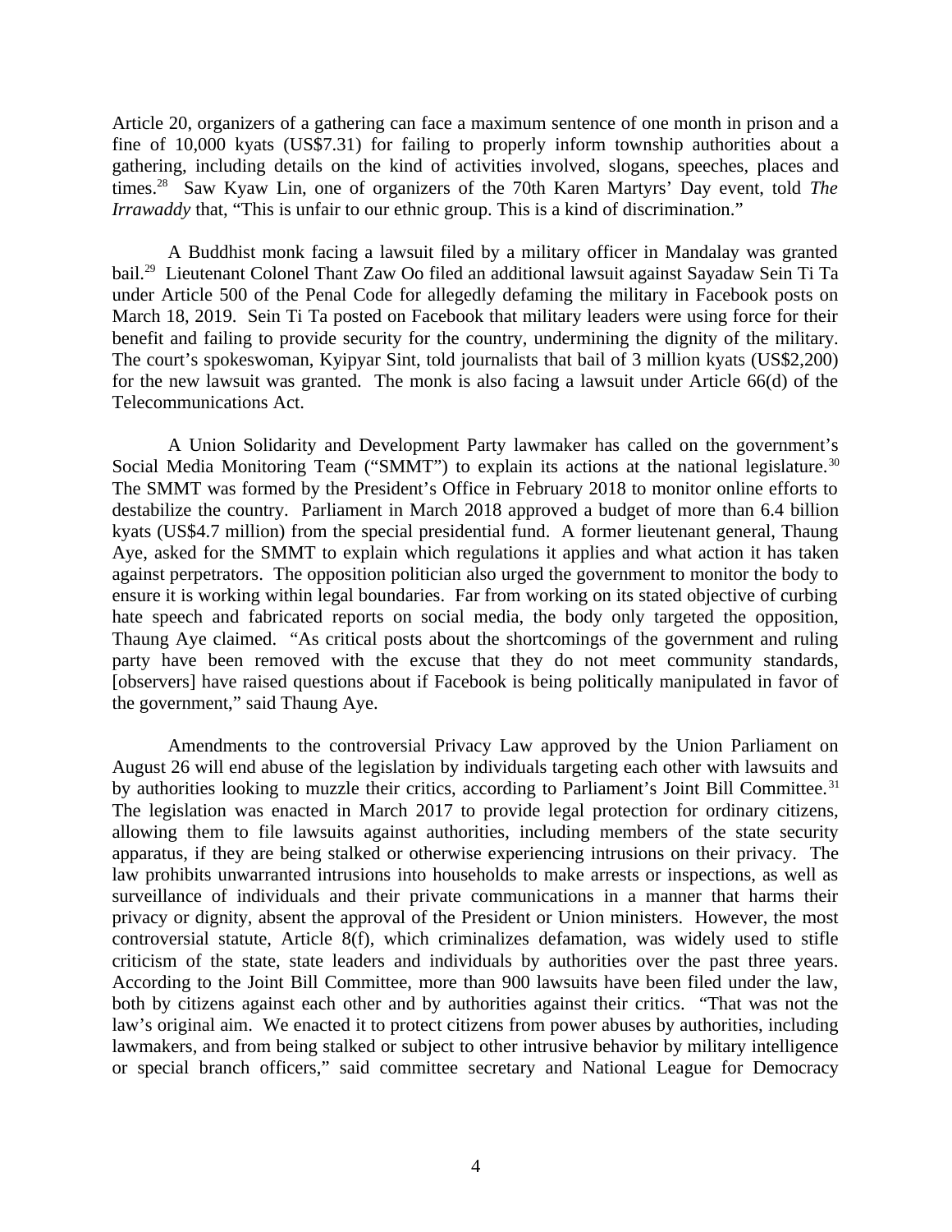Article 20, organizers of a gathering can face a maximum sentence of one month in prison and a fine of 10,000 kyats (US$7.31) for failing to properly inform township authorities about a gathering, including details on the kind of activities involved, slogans, speeches, places and times.[28] Saw Kyaw Lin, one of organizers of the 70th Karen Martyrs' Day event, told *The Irrawaddy* that, "This is unfair to our ethnic group. This is a kind of discrimination."

A Buddhist monk facing a lawsuit filed by a military officer in Mandalay was granted bail.[29] Lieutenant Colonel Thant Zaw Oo filed an additional lawsuit against Sayadaw Sein Ti Ta under Article 500 of the Penal Code for allegedly defaming the military in Facebook posts on March 18, 2019. Sein Ti Ta posted on Facebook that military leaders were using force for their benefit and failing to provide security for the country, undermining the dignity of the military. The court's spokeswoman, Kyipyar Sint, told journalists that bail of 3 million kyats (US$2,200) for the new lawsuit was granted. The monk is also facing a lawsuit under Article 66(d) of the Telecommunications Act.

A Union Solidarity and Development Party lawmaker has called on the government's Social Media Monitoring Team ("SMMT") to explain its actions at the national legislature.[30] The SMMT was formed by the President's Office in February 2018 to monitor online efforts to destabilize the country. Parliament in March 2018 approved a budget of more than 6.4 billion kyats (US$4.7 million) from the special presidential fund. A former lieutenant general, Thaung Aye, asked for the SMMT to explain which regulations it applies and what action it has taken against perpetrators. The opposition politician also urged the government to monitor the body to ensure it is working within legal boundaries. Far from working on its stated objective of curbing hate speech and fabricated reports on social media, the body only targeted the opposition, Thaung Aye claimed. "As critical posts about the shortcomings of the government and ruling party have been removed with the excuse that they do not meet community standards, [observers] have raised questions about if Facebook is being politically manipulated in favor of the government," said Thaung Aye.

Amendments to the controversial Privacy Law approved by the Union Parliament on August 26 will end abuse of the legislation by individuals targeting each other with lawsuits and by authorities looking to muzzle their critics, according to Parliament's Joint Bill Committee.[31] The legislation was enacted in March 2017 to provide legal protection for ordinary citizens, allowing them to file lawsuits against authorities, including members of the state security apparatus, if they are being stalked or otherwise experiencing intrusions on their privacy. The law prohibits unwarranted intrusions into households to make arrests or inspections, as well as surveillance of individuals and their private communications in a manner that harms their privacy or dignity, absent the approval of the President or Union ministers. However, the most controversial statute, Article 8(f), which criminalizes defamation, was widely used to stifle criticism of the state, state leaders and individuals by authorities over the past three years. According to the Joint Bill Committee, more than 900 lawsuits have been filed under the law, both by citizens against each other and by authorities against their critics. "That was not the law's original aim. We enacted it to protect citizens from power abuses by authorities, including lawmakers, and from being stalked or subject to other intrusive behavior by military intelligence or special branch officers," said committee secretary and National League for Democracy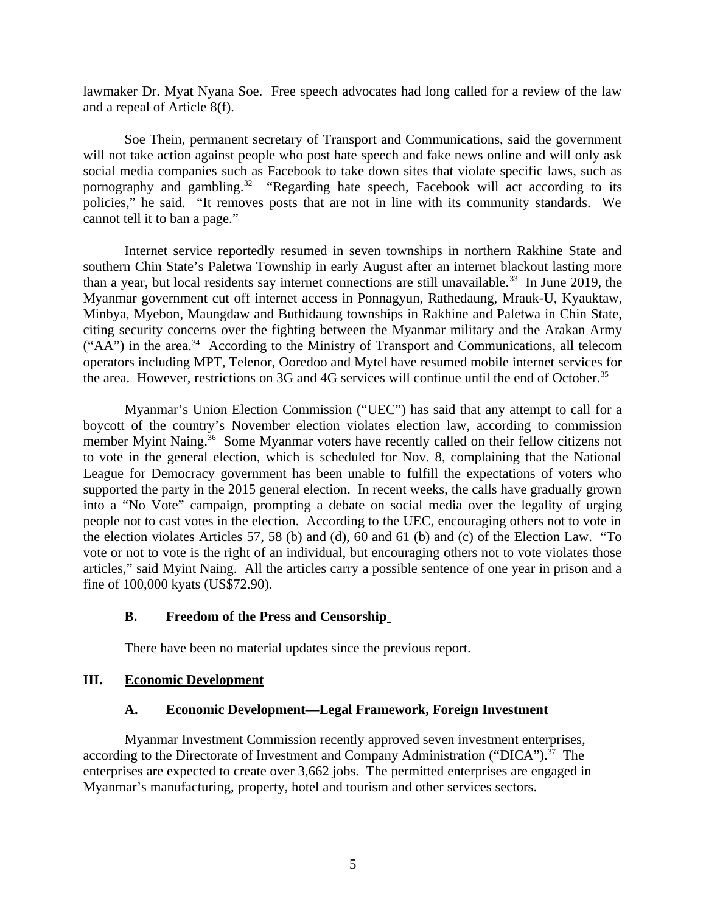lawmaker Dr. Myat Nyana Soe. Free speech advocates had long called for a review of the law and a repeal of Article 8(f).

Soe Thein, permanent secretary of Transport and Communications, said the government will not take action against people who post hate speech and fake news online and will only ask social media companies such as Facebook to take down sites that violate specific laws, such as pornography and gambling.[32] "Regarding hate speech, Facebook will act according to its policies," he said. "It removes posts that are not in line with its community standards. We cannot tell it to ban a page."

Internet service reportedly resumed in seven townships in northern Rakhine State and southern Chin State's Paletwa Township in early August after an internet blackout lasting more than a year, but local residents say internet connections are still unavailable.[33] In June 2019, the Myanmar government cut off internet access in Ponnagyun, Rathedaung, Mrauk-U, Kyauktaw, Minbya, Myebon, Maungdaw and Buthidaung townships in Rakhine and Paletwa in Chin State, citing security concerns over the fighting between the Myanmar military and the Arakan Army ("AA") in the area.[34] According to the Ministry of Transport and Communications, all telecom operators including MPT, Telenor, Ooredoo and Mytel have resumed mobile internet services for the area. However, restrictions on 3G and 4G services will continue until the end of October.[35]

Myanmar's Union Election Commission ("UEC") has said that any attempt to call for a boycott of the country's November election violates election law, according to commission member Myint Naing.[36] Some Myanmar voters have recently called on their fellow citizens not to vote in the general election, which is scheduled for Nov. 8, complaining that the National League for Democracy government has been unable to fulfill the expectations of voters who supported the party in the 2015 general election. In recent weeks, the calls have gradually grown into a "No Vote" campaign, prompting a debate on social media over the legality of urging people not to cast votes in the election. According to the UEC, encouraging others not to vote in the election violates Articles 57, 58 (b) and (d), 60 and 61 (b) and (c) of the Election Law. "To vote or not to vote is the right of an individual, but encouraging others not to vote violates those articles," said Myint Naing. All the articles carry a possible sentence of one year in prison and a fine of 100,000 kyats (US$72.90).

### B. Freedom of the Press and Censorship

There have been no material updates since the previous report.

## III. Economic Development

### A. Economic Development—Legal Framework, Foreign Investment

Myanmar Investment Commission recently approved seven investment enterprises, according to the Directorate of Investment and Company Administration ("DICA").[37] The enterprises are expected to create over 3,662 jobs. The permitted enterprises are engaged in Myanmar's manufacturing, property, hotel and tourism and other services sectors.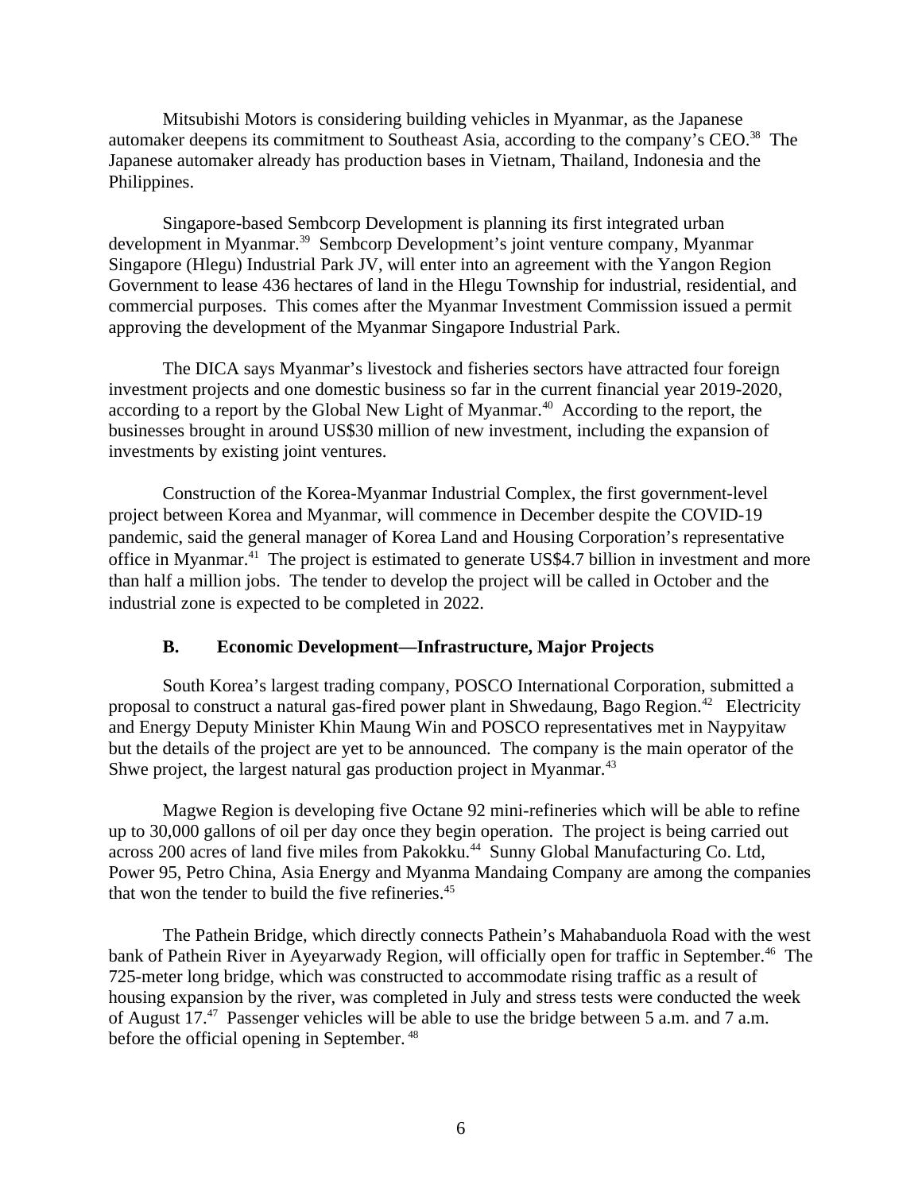Mitsubishi Motors is considering building vehicles in Myanmar, as the Japanese automaker deepens its commitment to Southeast Asia, according to the company's CEO.[38] The Japanese automaker already has production bases in Vietnam, Thailand, Indonesia and the Philippines.

Singapore-based Sembcorp Development is planning its first integrated urban development in Myanmar.[39] Sembcorp Development's joint venture company, Myanmar Singapore (Hlegu) Industrial Park JV, will enter into an agreement with the Yangon Region Government to lease 436 hectares of land in the Hlegu Township for industrial, residential, and commercial purposes. This comes after the Myanmar Investment Commission issued a permit approving the development of the Myanmar Singapore Industrial Park.

The DICA says Myanmar's livestock and fisheries sectors have attracted four foreign investment projects and one domestic business so far in the current financial year 2019-2020, according to a report by the Global New Light of Myanmar.[40] According to the report, the businesses brought in around US$30 million of new investment, including the expansion of investments by existing joint ventures.

Construction of the Korea-Myanmar Industrial Complex, the first government-level project between Korea and Myanmar, will commence in December despite the COVID-19 pandemic, said the general manager of Korea Land and Housing Corporation's representative office in Myanmar.[41] The project is estimated to generate US$4.7 billion in investment and more than half a million jobs. The tender to develop the project will be called in October and the industrial zone is expected to be completed in 2022.

### B. Economic Development—Infrastructure, Major Projects

South Korea's largest trading company, POSCO International Corporation, submitted a proposal to construct a natural gas-fired power plant in Shwedaung, Bago Region.[42] Electricity and Energy Deputy Minister Khin Maung Win and POSCO representatives met in Naypyitaw but the details of the project are yet to be announced. The company is the main operator of the Shwe project, the largest natural gas production project in Myanmar.[43]

Magwe Region is developing five Octane 92 mini-refineries which will be able to refine up to 30,000 gallons of oil per day once they begin operation. The project is being carried out across 200 acres of land five miles from Pakokku.[44] Sunny Global Manufacturing Co. Ltd, Power 95, Petro China, Asia Energy and Myanma Mandaing Company are among the companies that won the tender to build the five refineries.[45]

The Pathein Bridge, which directly connects Pathein's Mahabanduola Road with the west bank of Pathein River in Ayeyarwady Region, will officially open for traffic in September.[46] The 725-meter long bridge, which was constructed to accommodate rising traffic as a result of housing expansion by the river, was completed in July and stress tests were conducted the week of August 17.[47] Passenger vehicles will be able to use the bridge between 5 a.m. and 7 a.m. before the official opening in September.[48]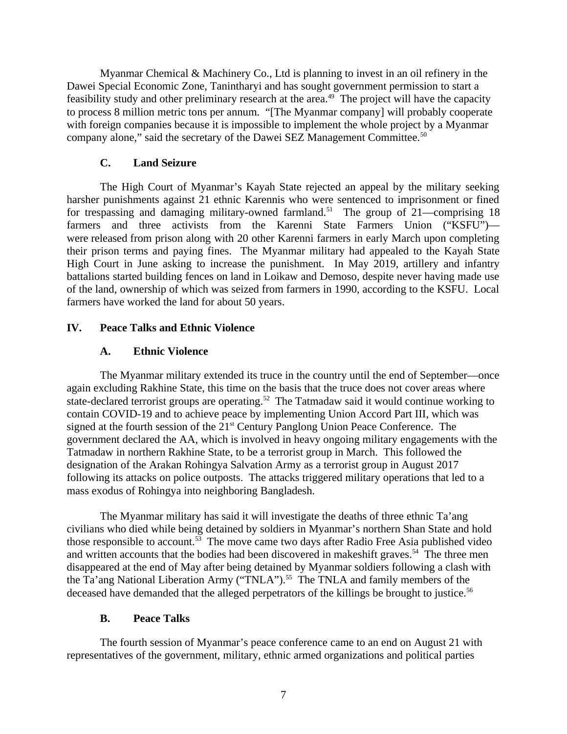Myanmar Chemical & Machinery Co., Ltd is planning to invest in an oil refinery in the Dawei Special Economic Zone, Tanintharyi and has sought government permission to start a feasibility study and other preliminary research at the area.[49] The project will have the capacity to process 8 million metric tons per annum. "[The Myanmar company] will probably cooperate with foreign companies because it is impossible to implement the whole project by a Myanmar company alone," said the secretary of the Dawei SEZ Management Committee.[50]

### C. Land Seizure

The High Court of Myanmar's Kayah State rejected an appeal by the military seeking harsher punishments against 21 ethnic Karennis who were sentenced to imprisonment or fined for trespassing and damaging military-owned farmland.[51] The group of 21—comprising 18 farmers and three activists from the Karenni State Farmers Union ("KSFU")—were released from prison along with 20 other Karenni farmers in early March upon completing their prison terms and paying fines. The Myanmar military had appealed to the Kayah State High Court in June asking to increase the punishment. In May 2019, artillery and infantry battalions started building fences on land in Loikaw and Demoso, despite never having made use of the land, ownership of which was seized from farmers in 1990, according to the KSFU. Local farmers have worked the land for about 50 years.

## IV. Peace Talks and Ethnic Violence

### A. Ethnic Violence

The Myanmar military extended its truce in the country until the end of September—once again excluding Rakhine State, this time on the basis that the truce does not cover areas where state-declared terrorist groups are operating.[52] The Tatmadaw said it would continue working to contain COVID-19 and to achieve peace by implementing Union Accord Part III, which was signed at the fourth session of the 21st Century Panglong Union Peace Conference. The government declared the AA, which is involved in heavy ongoing military engagements with the Tatmadaw in northern Rakhine State, to be a terrorist group in March. This followed the designation of the Arakan Rohingya Salvation Army as a terrorist group in August 2017 following its attacks on police outposts. The attacks triggered military operations that led to a mass exodus of Rohingya into neighboring Bangladesh.

The Myanmar military has said it will investigate the deaths of three ethnic Ta'ang civilians who died while being detained by soldiers in Myanmar's northern Shan State and hold those responsible to account.[53] The move came two days after Radio Free Asia published video and written accounts that the bodies had been discovered in makeshift graves.[54] The three men disappeared at the end of May after being detained by Myanmar soldiers following a clash with the Ta'ang National Liberation Army ("TNLA").[55] The TNLA and family members of the deceased have demanded that the alleged perpetrators of the killings be brought to justice.[56]

### B. Peace Talks

The fourth session of Myanmar's peace conference came to an end on August 21 with representatives of the government, military, ethnic armed organizations and political parties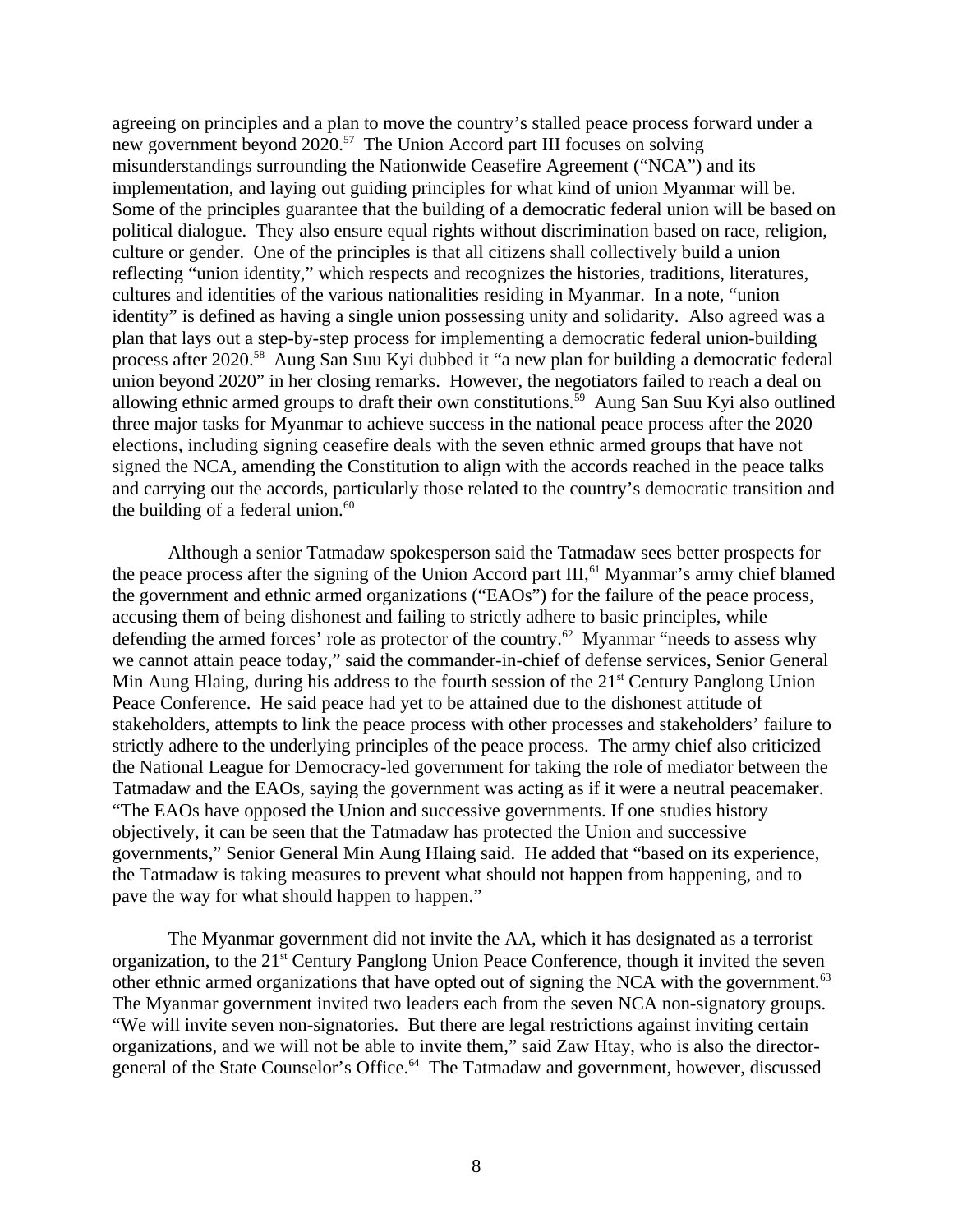agreeing on principles and a plan to move the country's stalled peace process forward under a new government beyond 2020.[57] The Union Accord part III focuses on solving misunderstandings surrounding the Nationwide Ceasefire Agreement ("NCA") and its implementation, and laying out guiding principles for what kind of union Myanmar will be. Some of the principles guarantee that the building of a democratic federal union will be based on political dialogue. They also ensure equal rights without discrimination based on race, religion, culture or gender. One of the principles is that all citizens shall collectively build a union reflecting "union identity," which respects and recognizes the histories, traditions, literatures, cultures and identities of the various nationalities residing in Myanmar. In a note, "union identity" is defined as having a single union possessing unity and solidarity. Also agreed was a plan that lays out a step-by-step process for implementing a democratic federal union-building process after 2020.[58] Aung San Suu Kyi dubbed it "a new plan for building a democratic federal union beyond 2020" in her closing remarks. However, the negotiators failed to reach a deal on allowing ethnic armed groups to draft their own constitutions.[59] Aung San Suu Kyi also outlined three major tasks for Myanmar to achieve success in the national peace process after the 2020 elections, including signing ceasefire deals with the seven ethnic armed groups that have not signed the NCA, amending the Constitution to align with the accords reached in the peace talks and carrying out the accords, particularly those related to the country's democratic transition and the building of a federal union.[60]

Although a senior Tatmadaw spokesperson said the Tatmadaw sees better prospects for the peace process after the signing of the Union Accord part III,[61] Myanmar's army chief blamed the government and ethnic armed organizations ("EAOs") for the failure of the peace process, accusing them of being dishonest and failing to strictly adhere to basic principles, while defending the armed forces' role as protector of the country.[62] Myanmar "needs to assess why we cannot attain peace today," said the commander-in-chief of defense services, Senior General Min Aung Hlaing, during his address to the fourth session of the 21st Century Panglong Union Peace Conference. He said peace had yet to be attained due to the dishonest attitude of stakeholders, attempts to link the peace process with other processes and stakeholders' failure to strictly adhere to the underlying principles of the peace process. The army chief also criticized the National League for Democracy-led government for taking the role of mediator between the Tatmadaw and the EAOs, saying the government was acting as if it were a neutral peacemaker. "The EAOs have opposed the Union and successive governments. If one studies history objectively, it can be seen that the Tatmadaw has protected the Union and successive governments," Senior General Min Aung Hlaing said. He added that "based on its experience, the Tatmadaw is taking measures to prevent what should not happen from happening, and to pave the way for what should happen to happen."

The Myanmar government did not invite the AA, which it has designated as a terrorist organization, to the 21st Century Panglong Union Peace Conference, though it invited the seven other ethnic armed organizations that have opted out of signing the NCA with the government.[63] The Myanmar government invited two leaders each from the seven NCA non-signatory groups. "We will invite seven non-signatories. But there are legal restrictions against inviting certain organizations, and we will not be able to invite them," said Zaw Htay, who is also the director-general of the State Counselor's Office.[64] The Tatmadaw and government, however, discussed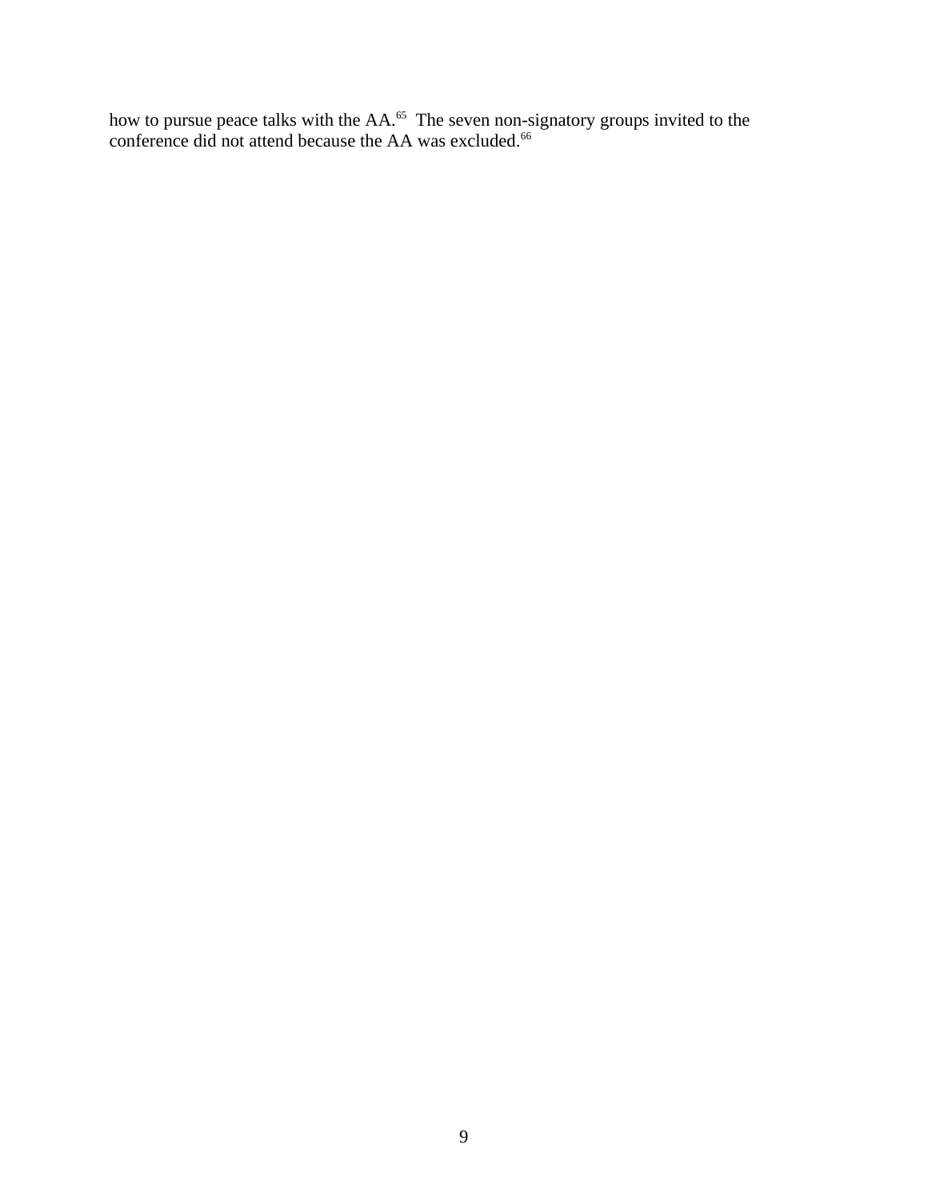how to pursue peace talks with the AA.[65] The seven non-signatory groups invited to the conference did not attend because the AA was excluded.[66]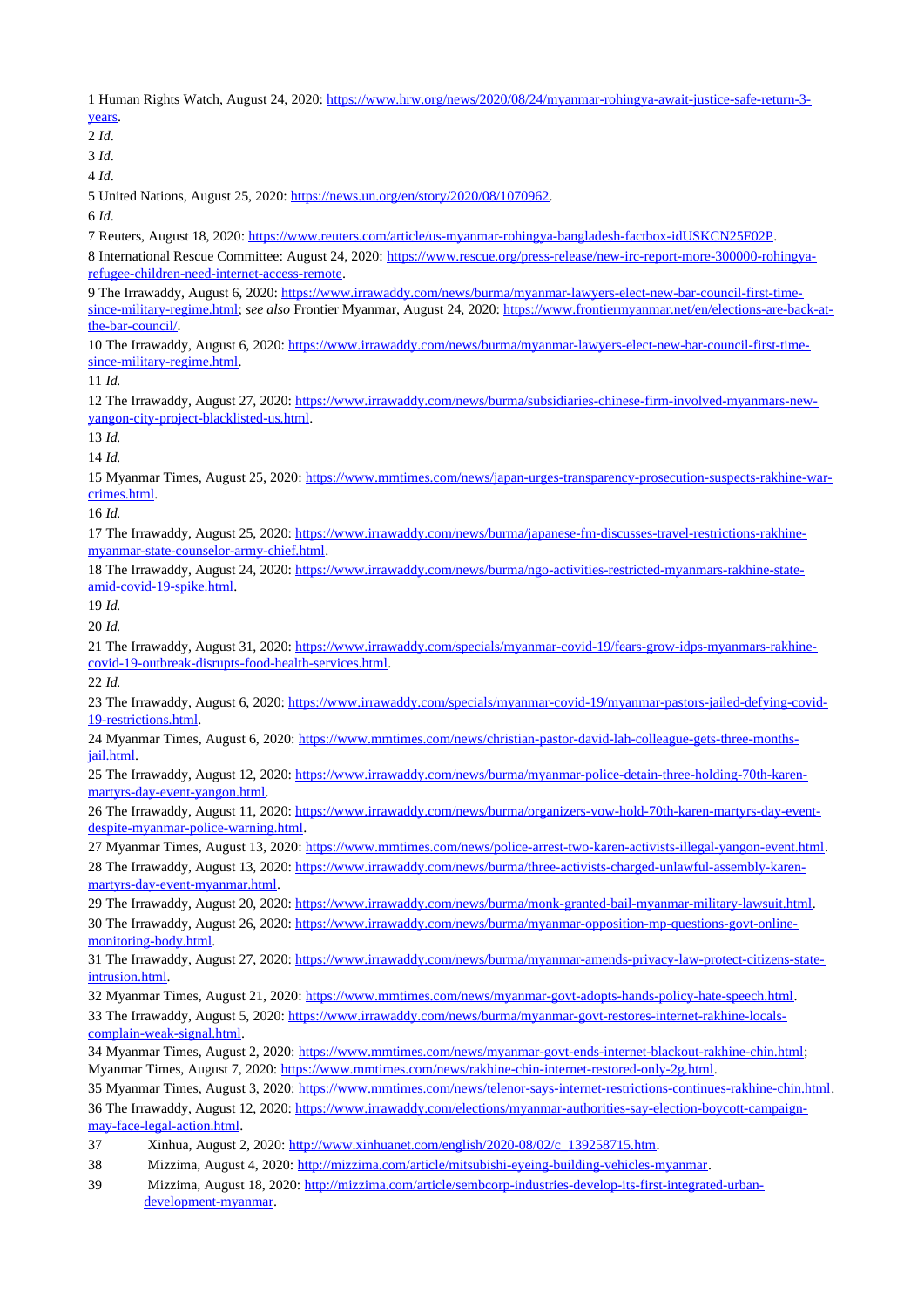1 Human Rights Watch, August 24, 2020: https://www.hrw.org/news/2020/08/24/myanmar-rohingya-await-justice-safe-return-3-years.

2 *Id*.

3 *Id*.

4 *Id*.

5 United Nations, August 25, 2020: https://news.un.org/en/story/2020/08/1070962.

6 *Id*.

7 Reuters, August 18, 2020: https://www.reuters.com/article/us-myanmar-rohingya-bangladesh-factbox-idUSKCN25F02P.

8 International Rescue Committee: August 24, 2020: https://www.rescue.org/press-release/new-irc-report-more-300000-rohingya-refugee-children-need-internet-access-remote.

9 The Irrawaddy, August 6, 2020: https://www.irrawaddy.com/news/burma/myanmar-lawyers-elect-new-bar-council-first-time-since-military-regime.html; *see also* Frontier Myanmar, August 24, 2020: https://www.frontiermyanmar.net/en/elections-are-back-at-the-bar-council/.

10 The Irrawaddy, August 6, 2020: https://www.irrawaddy.com/news/burma/myanmar-lawyers-elect-new-bar-council-first-time-since-military-regime.html.

11 *Id.*

12 The Irrawaddy, August 27, 2020: https://www.irrawaddy.com/news/burma/subsidiaries-chinese-firm-involved-myanmars-new-yangon-city-project-blacklisted-us.html.

13 *Id.*

14 *Id.*

15 Myanmar Times, August 25, 2020: https://www.mmtimes.com/news/japan-urges-transparency-prosecution-suspects-rakhine-war-crimes.html.

16 *Id.*

17 The Irrawaddy, August 25, 2020: https://www.irrawaddy.com/news/burma/japanese-fm-discusses-travel-restrictions-rakhine-myanmar-state-counselor-army-chief.html.

18 The Irrawaddy, August 24, 2020: https://www.irrawaddy.com/news/burma/ngo-activities-restricted-myanmars-rakhine-state-amid-covid-19-spike.html.

19 *Id.*

20 *Id.*

21 The Irrawaddy, August 31, 2020: https://www.irrawaddy.com/specials/myanmar-covid-19/fears-grow-idps-myanmars-rakhine-covid-19-outbreak-disrupts-food-health-services.html.

22 *Id.*

23 The Irrawaddy, August 6, 2020: https://www.irrawaddy.com/specials/myanmar-covid-19/myanmar-pastors-jailed-defying-covid-19-restrictions.html.

24 Myanmar Times, August 6, 2020: https://www.mmtimes.com/news/christian-pastor-david-lah-colleague-gets-three-months-jail.html.

25 The Irrawaddy, August 12, 2020: https://www.irrawaddy.com/news/burma/myanmar-police-detain-three-holding-70th-karen-martyrs-day-event-yangon.html.

26 The Irrawaddy, August 11, 2020: https://www.irrawaddy.com/news/burma/organizers-vow-hold-70th-karen-martyrs-day-event-despite-myanmar-police-warning.html.

27 Myanmar Times, August 13, 2020: https://www.mmtimes.com/news/police-arrest-two-karen-activists-illegal-yangon-event.html.

28 The Irrawaddy, August 13, 2020: https://www.irrawaddy.com/news/burma/three-activists-charged-unlawful-assembly-karen-martyrs-day-event-myanmar.html.

29 The Irrawaddy, August 20, 2020: https://www.irrawaddy.com/news/burma/monk-granted-bail-myanmar-military-lawsuit.html.

30 The Irrawaddy, August 26, 2020: https://www.irrawaddy.com/news/burma/myanmar-opposition-mp-questions-govt-online-monitoring-body.html.

31 The Irrawaddy, August 27, 2020: https://www.irrawaddy.com/news/burma/myanmar-amends-privacy-law-protect-citizens-state-intrusion.html.

32 Myanmar Times, August 21, 2020: https://www.mmtimes.com/news/myanmar-govt-adopts-hands-policy-hate-speech.html.

33 The Irrawaddy, August 5, 2020: https://www.irrawaddy.com/news/burma/myanmar-govt-restores-internet-rakhine-locals-complain-weak-signal.html.

34 Myanmar Times, August 2, 2020: https://www.mmtimes.com/news/myanmar-govt-ends-internet-blackout-rakhine-chin.html; Myanmar Times, August 7, 2020: https://www.mmtimes.com/news/rakhine-chin-internet-restored-only-2g.html.

35 Myanmar Times, August 3, 2020: https://www.mmtimes.com/news/telenor-says-internet-restrictions-continues-rakhine-chin.html.

36 The Irrawaddy, August 12, 2020: https://www.irrawaddy.com/elections/myanmar-authorities-say-election-boycott-campaign-may-face-legal-action.html.

37 Xinhua, August 2, 2020: http://www.xinhuanet.com/english/2020-08/02/c_139258715.htm.

38 Mizzima, August 4, 2020: http://mizzima.com/article/mitsubishi-eyeing-building-vehicles-myanmar.

39 Mizzima, August 18, 2020: http://mizzima.com/article/sembcorp-industries-develop-its-first-integrated-urban-development-myanmar.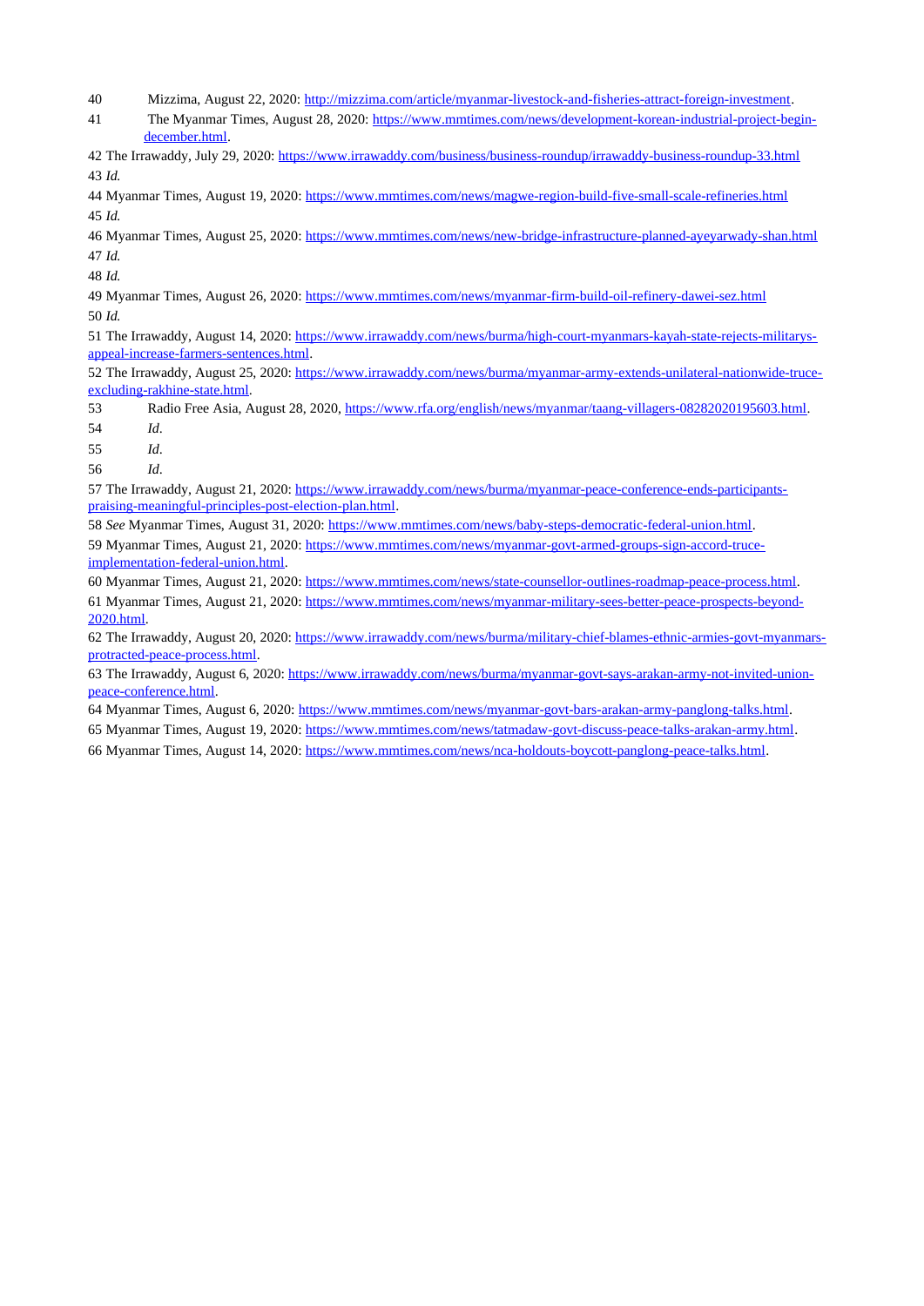40 Mizzima, August 22, 2020: http://mizzima.com/article/myanmar-livestock-and-fisheries-attract-foreign-investment.

41 The Myanmar Times, August 28, 2020: https://www.mmtimes.com/news/development-korean-industrial-project-begin-december.html.

42 The Irrawaddy, July 29, 2020: https://www.irrawaddy.com/business/business-roundup/irrawaddy-business-roundup-33.html

43 *Id.*

44 Myanmar Times, August 19, 2020: https://www.mmtimes.com/news/magwe-region-build-five-small-scale-refineries.html

45 *Id.*

46 Myanmar Times, August 25, 2020: https://www.mmtimes.com/news/new-bridge-infrastructure-planned-ayeyarwady-shan.html

47 *Id.*

48 *Id.*

49 Myanmar Times, August 26, 2020: https://www.mmtimes.com/news/myanmar-firm-build-oil-refinery-dawei-sez.html

50 *Id.*

51 The Irrawaddy, August 14, 2020: https://www.irrawaddy.com/news/burma/high-court-myanmars-kayah-state-rejects-militarys-appeal-increase-farmers-sentences.html.

52 The Irrawaddy, August 25, 2020: https://www.irrawaddy.com/news/burma/myanmar-army-extends-unilateral-nationwide-truce-excluding-rakhine-state.html.

53 Radio Free Asia, August 28, 2020, https://www.rfa.org/english/news/myanmar/taang-villagers-08282020195603.html.

54 *Id*.

55 *Id*.

56 *Id*.

57 The Irrawaddy, August 21, 2020: https://www.irrawaddy.com/news/burma/myanmar-peace-conference-ends-participants-praising-meaningful-principles-post-election-plan.html.

58 *See* Myanmar Times, August 31, 2020: https://www.mmtimes.com/news/baby-steps-democratic-federal-union.html.

59 Myanmar Times, August 21, 2020: https://www.mmtimes.com/news/myanmar-govt-armed-groups-sign-accord-truce-implementation-federal-union.html.

60 Myanmar Times, August 21, 2020: https://www.mmtimes.com/news/state-counsellor-outlines-roadmap-peace-process.html.

61 Myanmar Times, August 21, 2020: https://www.mmtimes.com/news/myanmar-military-sees-better-peace-prospects-beyond-2020.html.

62 The Irrawaddy, August 20, 2020: https://www.irrawaddy.com/news/burma/military-chief-blames-ethnic-armies-govt-myanmars-protracted-peace-process.html.

63 The Irrawaddy, August 6, 2020: https://www.irrawaddy.com/news/burma/myanmar-govt-says-arakan-army-not-invited-union-peace-conference.html.

64 Myanmar Times, August 6, 2020: https://www.mmtimes.com/news/myanmar-govt-bars-arakan-army-panglong-talks.html.

65 Myanmar Times, August 19, 2020: https://www.mmtimes.com/news/tatmadaw-govt-discuss-peace-talks-arakan-army.html.

66 Myanmar Times, August 14, 2020: https://www.mmtimes.com/news/nca-holdouts-boycott-panglong-peace-talks.html.